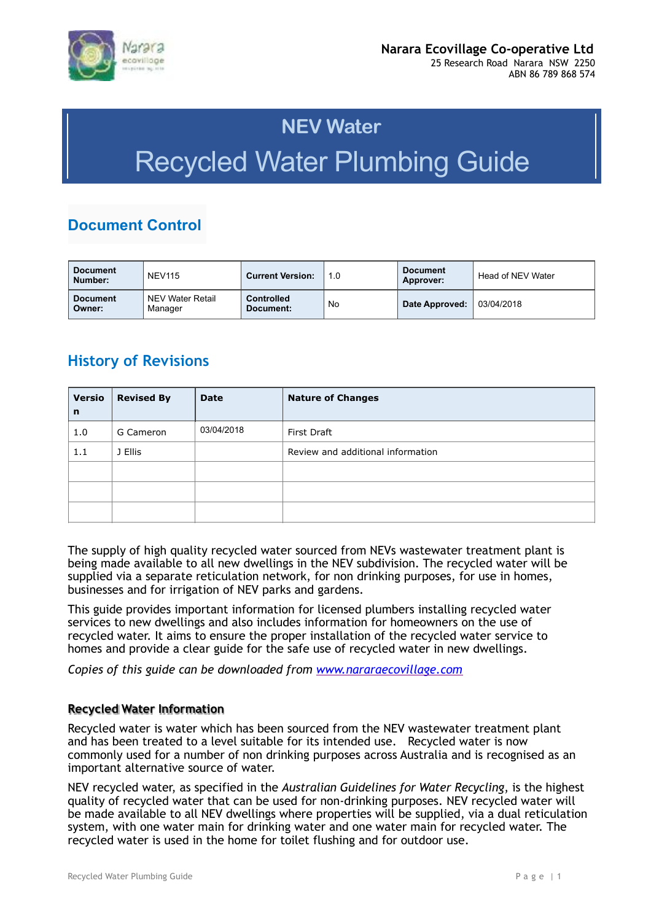**Narara Ecovillage Co-operative Ltd**
25 Research Road Narara NSW 2250
ABN 86 789 868 574

# NEV Water

# Recycled Water Plumbing Guide

## Document Control

| **Document Number:** | NEV115 | **Current Version:** | 1.0 | **Document Approver:** | Head of NEV Water |
|---|---|---|---|---|---|
| **Document Owner:** | NEV Water Retail Manager | **Controlled Document:** | No | **Date Approved:** | 03/04/2018 |

## History of Revisions

| **Version** | **Revised By** | **Date** | **Nature of Changes** |
|---|---|---|---|
| 1.0 | G Cameron | 03/04/2018 | First Draft |
| 1.1 | J Ellis | | Review and additional information |
| | | | |
| | | | |
| | | | |

The supply of high quality recycled water sourced from NEVs wastewater treatment plant is being made available to all new dwellings in the NEV subdivision. The recycled water will be supplied via a separate reticulation network, for non drinking purposes, for use in homes, businesses and for irrigation of NEV parks and gardens.

This guide provides important information for licensed plumbers installing recycled water services to new dwellings and also includes information for homeowners on the use of recycled water. It aims to ensure the proper installation of the recycled water service to homes and provide a clear guide for the safe use of recycled water in new dwellings.

*Copies of this guide can be downloaded from [www.nararaecovillage.com](www.nararaecovillage.com)*

### Recycled Water Information

Recycled water is water which has been sourced from the NEV wastewater treatment plant and has been treated to a level suitable for its intended use. Recycled water is now commonly used for a number of non drinking purposes across Australia and is recognised as an important alternative source of water.

NEV recycled water, as specified in the *Australian Guidelines for Water Recycling*, is the highest quality of recycled water that can be used for non-drinking purposes. NEV recycled water will be made available to all NEV dwellings where properties will be supplied, via a dual reticulation system, with one water main for drinking water and one water main for recycled water. The recycled water is used in the home for toilet flushing and for outdoor use.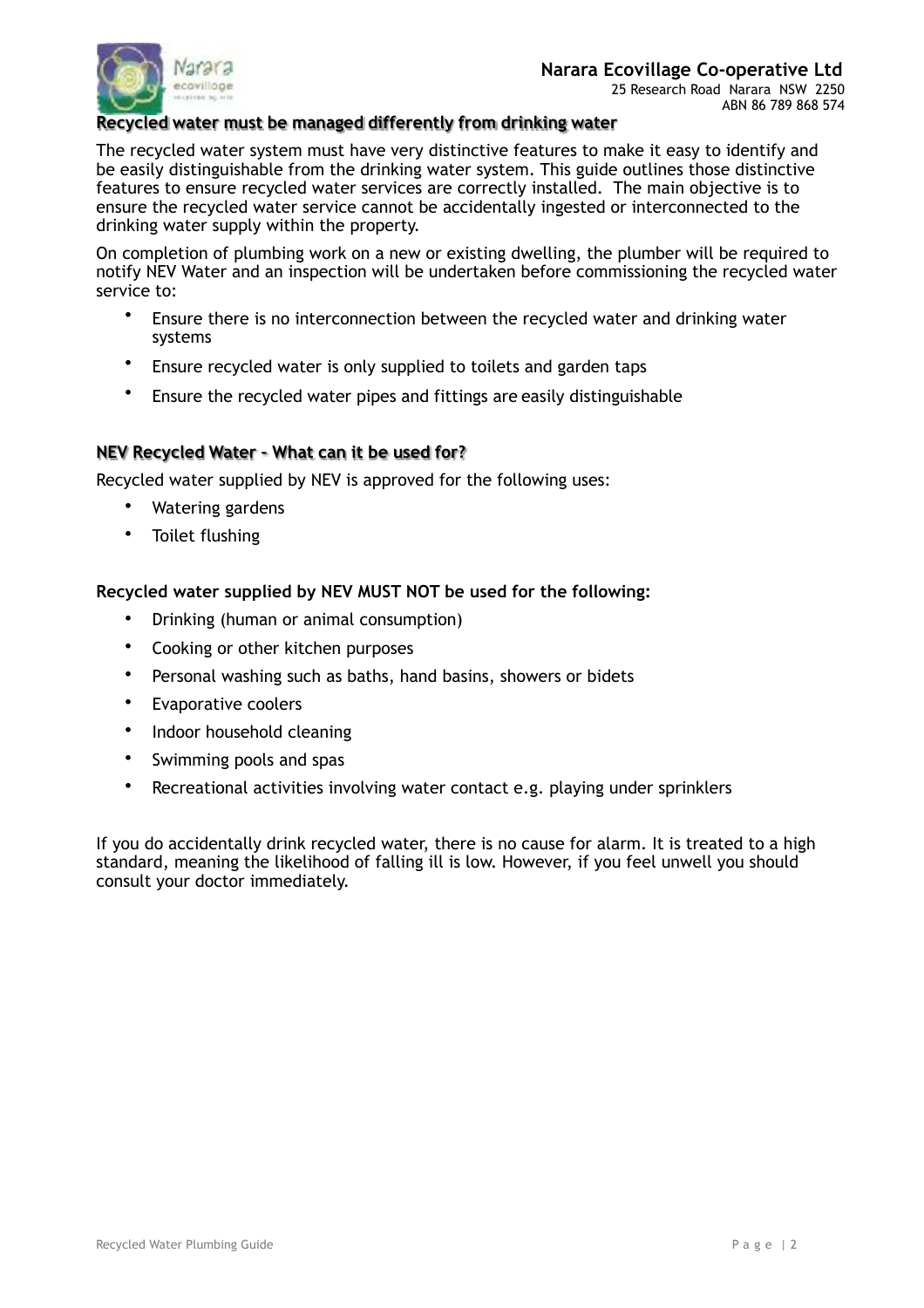## Recycled water must be managed differently from drinking water

The recycled water system must have very distinctive features to make it easy to identify and be easily distinguishable from the drinking water system. This guide outlines those distinctive features to ensure recycled water services are correctly installed. The main objective is to ensure the recycled water service cannot be accidentally ingested or interconnected to the drinking water supply within the property.

On completion of plumbing work on a new or existing dwelling, the plumber will be required to notify NEV Water and an inspection will be undertaken before commissioning the recycled water service to:

- Ensure there is no interconnection between the recycled water and drinking water systems
- Ensure recycled water is only supplied to toilets and garden taps
- Ensure the recycled water pipes and fittings are easily distinguishable

## NEV Recycled Water – What can it be used for?

Recycled water supplied by NEV is approved for the following uses:

- Watering gardens
- Toilet flushing

**Recycled water supplied by NEV MUST NOT be used for the following:**

- Drinking (human or animal consumption)
- Cooking or other kitchen purposes
- Personal washing such as baths, hand basins, showers or bidets
- Evaporative coolers
- Indoor household cleaning
- Swimming pools and spas
- Recreational activities involving water contact e.g. playing under sprinklers

If you do accidentally drink recycled water, there is no cause for alarm. It is treated to a high standard, meaning the likelihood of falling ill is low. However, if you feel unwell you should consult your doctor immediately.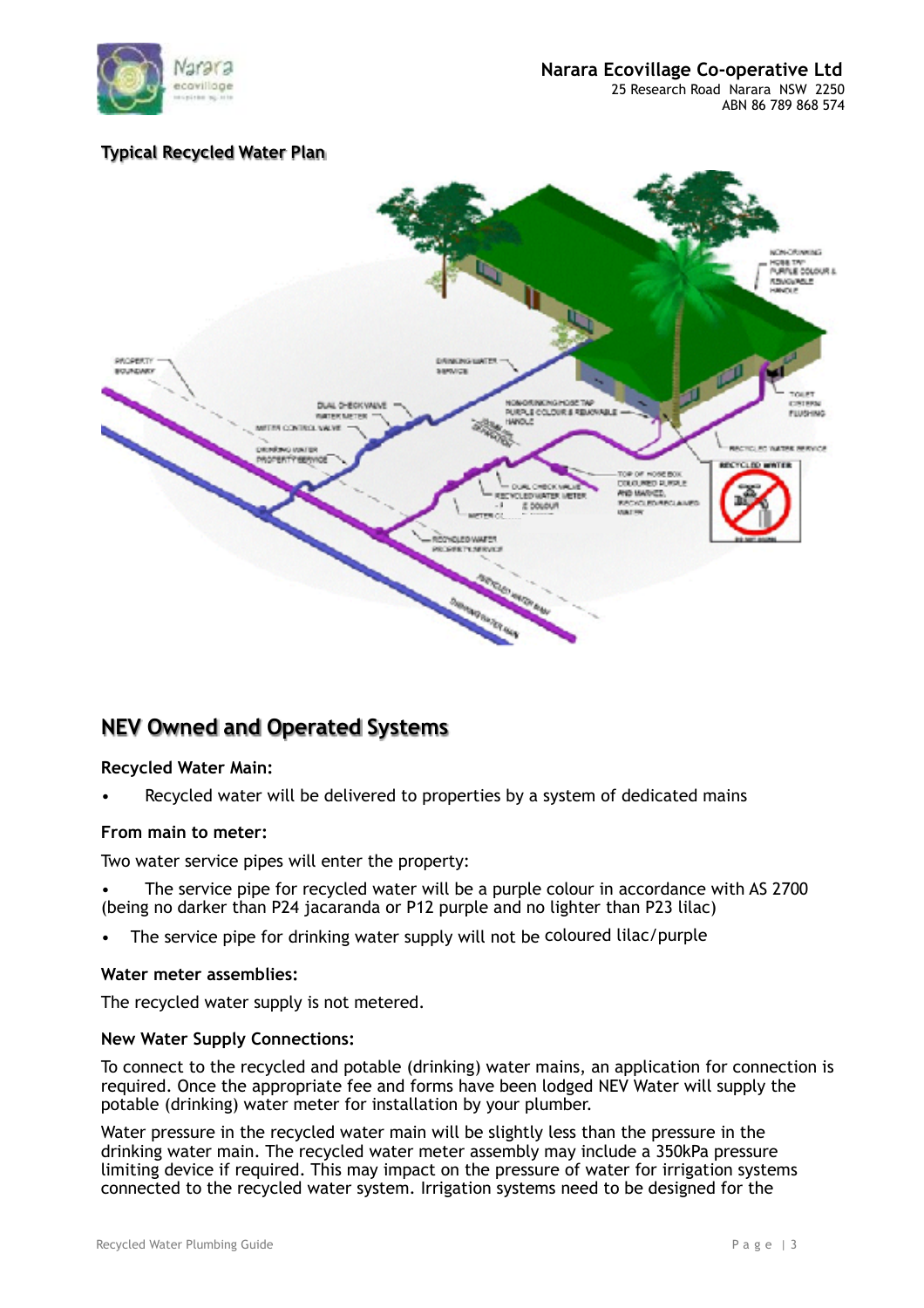Narara Ecovillage Co-operative Ltd
25 Research Road Narara NSW 2250
ABN 86 789 868 574

## Typical Recycled Water Plan

# NEV Owned and Operated Systems

**Recycled Water Main:**

- Recycled water will be delivered to properties by a system of dedicated mains

**From main to meter:**

Two water service pipes will enter the property:

- The service pipe for recycled water will be a purple colour in accordance with AS 2700 (being no darker than P24 jacaranda or P12 purple and no lighter than P23 lilac)
- The service pipe for drinking water supply will not be coloured lilac/purple

**Water meter assemblies:**

The recycled water supply is not metered.

**New Water Supply Connections:**

To connect to the recycled and potable (drinking) water mains, an application for connection is required. Once the appropriate fee and forms have been lodged NEV Water will supply the potable (drinking) water meter for installation by your plumber.

Water pressure in the recycled water main will be slightly less than the pressure in the drinking water main. The recycled water meter assembly may include a 350kPa pressure limiting device if required. This may impact on the pressure of water for irrigation systems connected to the recycled water system. Irrigation systems need to be designed for the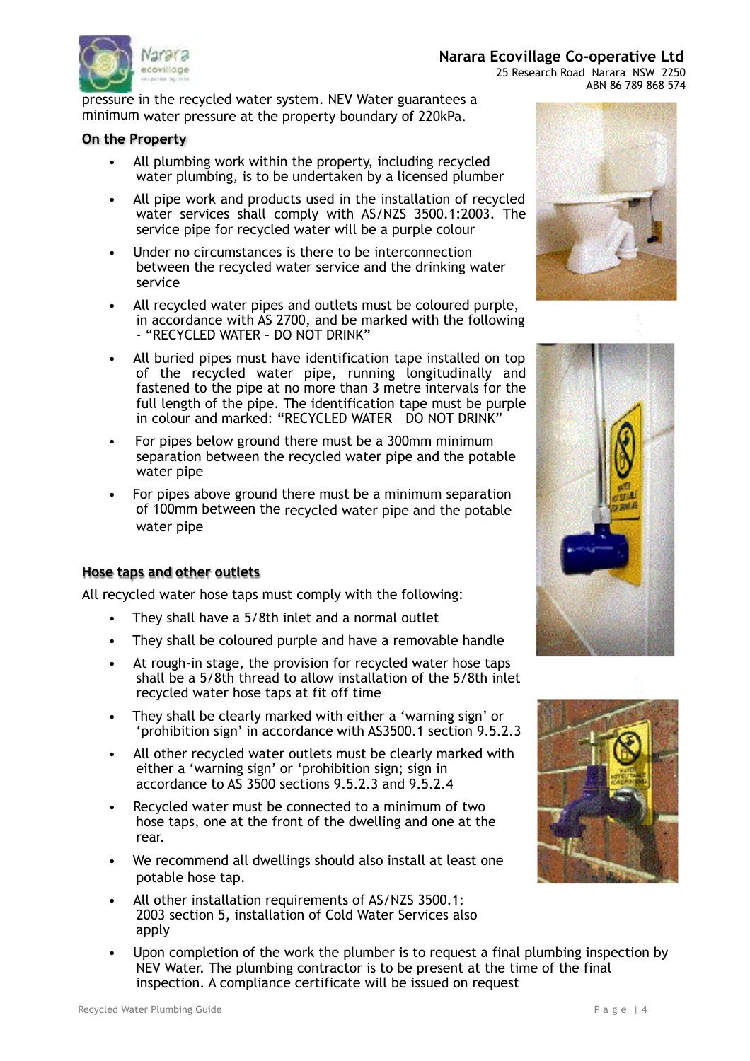pressure in the recycled water system. NEV Water guarantees a minimum water pressure at the property boundary of 220kPa.

## On the Property

- All plumbing work within the property, including recycled water plumbing, is to be undertaken by a licensed plumber
- All pipe work and products used in the installation of recycled water services shall comply with AS/NZS 3500.1:2003. The service pipe for recycled water will be a purple colour
- Under no circumstances is there to be interconnection between the recycled water service and the drinking water service
- All recycled water pipes and outlets must be coloured purple, in accordance with AS 2700, and be marked with the following – "RECYCLED WATER – DO NOT DRINK"
- All buried pipes must have identification tape installed on top of the recycled water pipe, running longitudinally and fastened to the pipe at no more than 3 metre intervals for the full length of the pipe. The identification tape must be purple in colour and marked: "RECYCLED WATER – DO NOT DRINK"
- For pipes below ground there must be a 300mm minimum separation between the recycled water pipe and the potable water pipe
- For pipes above ground there must be a minimum separation of 100mm between the recycled water pipe and the potable water pipe

## Hose taps and other outlets

All recycled water hose taps must comply with the following:

- They shall have a 5/8th inlet and a normal outlet
- They shall be coloured purple and have a removable handle
- At rough-in stage, the provision for recycled water hose taps shall be a 5/8th thread to allow installation of the 5/8th inlet recycled water hose taps at fit off time
- They shall be clearly marked with either a 'warning sign' or 'prohibition sign' in accordance with AS3500.1 section 9.5.2.3
- All other recycled water outlets must be clearly marked with either a 'warning sign' or 'prohibition sign; sign in accordance to AS 3500 sections 9.5.2.3 and 9.5.2.4
- Recycled water must be connected to a minimum of two hose taps, one at the front of the dwelling and one at the rear.
- We recommend all dwellings should also install at least one potable hose tap.
- All other installation requirements of AS/NZS 3500.1: 2003 section 5, installation of Cold Water Services also apply
- Upon completion of the work the plumber is to request a final plumbing inspection by NEV Water. The plumbing contractor is to be present at the time of the final inspection. A compliance certificate will be issued on request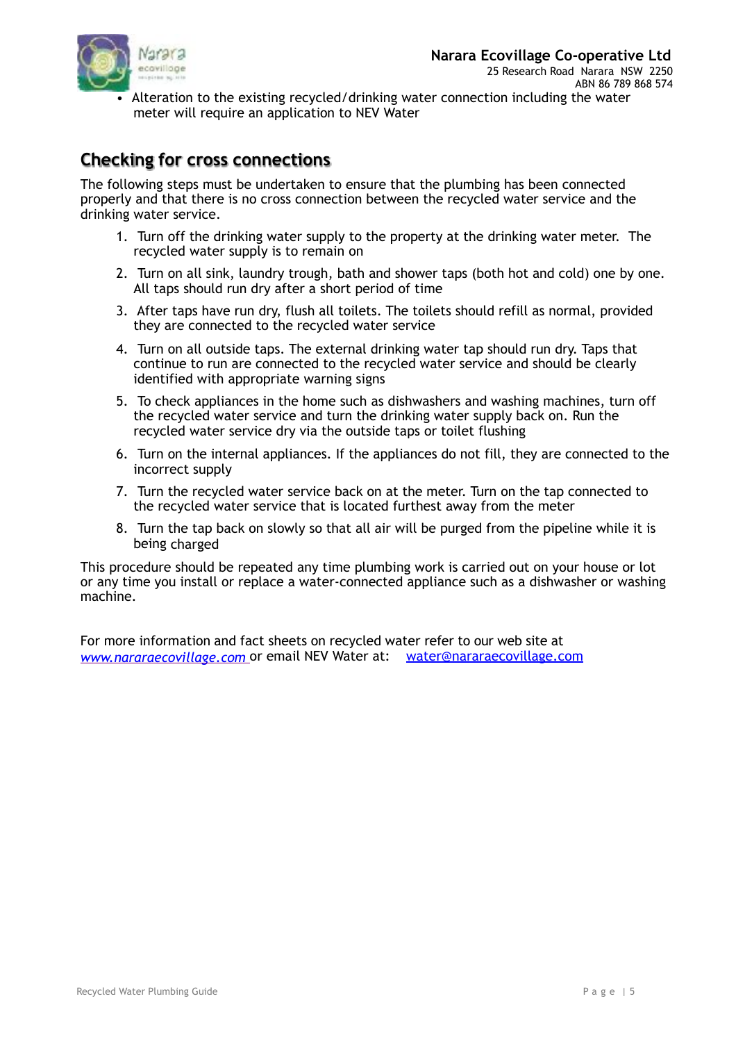- Alteration to the existing recycled/drinking water connection including the water meter will require an application to NEV Water

## Checking for cross connections

The following steps must be undertaken to ensure that the plumbing has been connected properly and that there is no cross connection between the recycled water service and the drinking water service.

1. Turn off the drinking water supply to the property at the drinking water meter. The recycled water supply is to remain on
2. Turn on all sink, laundry trough, bath and shower taps (both hot and cold) one by one. All taps should run dry after a short period of time
3. After taps have run dry, flush all toilets. The toilets should refill as normal, provided they are connected to the recycled water service
4. Turn on all outside taps. The external drinking water tap should run dry. Taps that continue to run are connected to the recycled water service and should be clearly identified with appropriate warning signs
5. To check appliances in the home such as dishwashers and washing machines, turn off the recycled water service and turn the drinking water supply back on. Run the recycled water service dry via the outside taps or toilet flushing
6. Turn on the internal appliances. If the appliances do not fill, they are connected to the incorrect supply
7. Turn the recycled water service back on at the meter. Turn on the tap connected to the recycled water service that is located furthest away from the meter
8. Turn the tap back on slowly so that all air will be purged from the pipeline while it is being charged

This procedure should be repeated any time plumbing work is carried out on your house or lot or any time you install or replace a water-connected appliance such as a dishwasher or washing machine.

For more information and fact sheets on recycled water refer to our web site at *www.nararaecovillage.com* or email NEV Water at: water@nararaecovillage.com